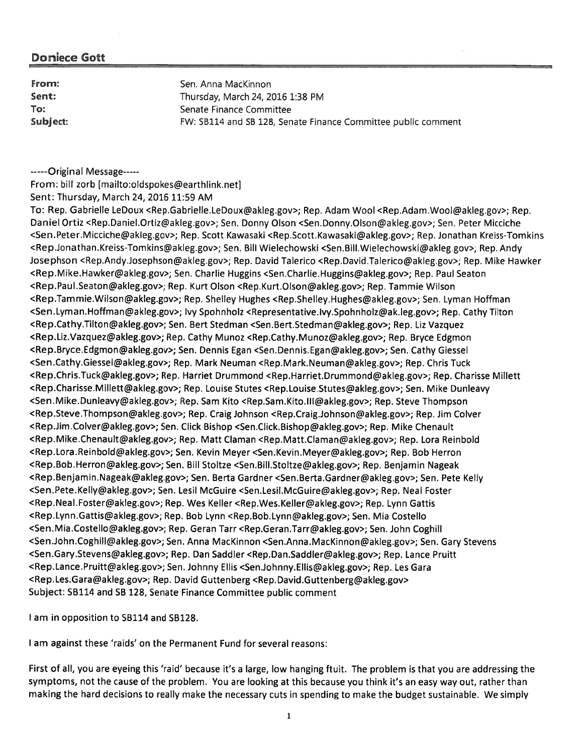**Doniece Gott**

**From:** Sen. Anna MacKinnon
**Sent:** Thursday, March 24, 2016 1:38 PM
**To:** Senate Finance Committee
**Subject:** FW: SB114 and SB 128, Senate Finance Committee public comment

-----Original Message-----
From: bill zorb [mailto:oldspokes@earthlink.net]
Sent: Thursday, March 24, 2016 11:59 AM
To: Rep. Gabrielle LeDoux <Rep.Gabrielle.LeDoux@akleg.gov>; Rep. Adam Wool <Rep.Adam.Wool@akleg.gov>; Rep. Daniel Ortiz <Rep.Daniel.Ortiz@akleg.gov>; Sen. Donny Olson <Sen.Donny.Olson@akleg.gov>; Sen. Peter Micciche <Sen.Peter.Micciche@akleg.gov>; Rep. Scott Kawasaki <Rep.Scott.Kawasaki@akleg.gov>; Rep. Jonathan Kreiss-Tomkins <Rep.Jonathan.Kreiss-Tomkins@akleg.gov>; Sen. Bill Wielechowski <Sen.Bill.Wielechowski@akleg.gov>; Rep. Andy Josephson <Rep.Andy.Josephson@akleg.gov>; Rep. David Talerico <Rep.David.Talerico@akleg.gov>; Rep. Mike Hawker <Rep.Mike.Hawker@akleg.gov>; Sen. Charlie Huggins <Sen.Charlie.Huggins@akleg.gov>; Rep. Paul Seaton <Rep.Paul.Seaton@akleg.gov>; Rep. Kurt Olson <Rep.Kurt.Olson@akleg.gov>; Rep. Tammie Wilson <Rep.Tammie.Wilson@akleg.gov>; Rep. Shelley Hughes <Rep.Shelley.Hughes@akleg.gov>; Sen. Lyman Hoffman <Sen.Lyman.Hoffman@akleg.gov>; Ivy Spohnholz <Representative.Ivy.Spohnholz@ak.leg.gov>; Rep. Cathy Tilton <Rep.Cathy.Tilton@akleg.gov>; Sen. Bert Stedman <Sen.Bert.Stedman@akleg.gov>; Rep. Liz Vazquez <Rep.Liz.Vazquez@akleg.gov>; Rep. Cathy Munoz <Rep.Cathy.Munoz@akleg.gov>; Rep. Bryce Edgmon <Rep.Bryce.Edgmon@akleg.gov>; Sen. Dennis Egan <Sen.Dennis.Egan@akleg.gov>; Sen. Cathy Giessel <Sen.Cathy.Giessel@akleg.gov>; Rep. Mark Neuman <Rep.Mark.Neuman@akleg.gov>; Rep. Chris Tuck <Rep.Chris.Tuck@akleg.gov>; Rep. Harriet Drummond <Rep.Harriet.Drummond@akleg.gov>; Rep. Charisse Millett <Rep.Charisse.Millett@akleg.gov>; Rep. Louise Stutes <Rep.Louise.Stutes@akleg.gov>; Sen. Mike Dunleavy <Sen.Mike.Dunleavy@akleg.gov>; Rep. Sam Kito <Rep.Sam.Kito.III@akleg.gov>; Rep. Steve Thompson <Rep.Steve.Thompson@akleg.gov>; Rep. Craig Johnson <Rep.Craig.Johnson@akleg.gov>; Rep. Jim Colver <Rep.Jim.Colver@akleg.gov>; Sen. Click Bishop <Sen.Click.Bishop@akleg.gov>; Rep. Mike Chenault <Rep.Mike.Chenault@akleg.gov>; Rep. Matt Claman <Rep.Matt.Claman@akleg.gov>; Rep. Lora Reinbold <Rep.Lora.Reinbold@akleg.gov>; Sen. Kevin Meyer <Sen.Kevin.Meyer@akleg.gov>; Rep. Bob Herron <Rep.Bob.Herron@akleg.gov>; Sen. Bill Stoltze <Sen.Bill.Stoltze@akleg.gov>; Rep. Benjamin Nageak <Rep.Benjamin.Nageak@akleg.gov>; Sen. Berta Gardner <Sen.Berta.Gardner@akleg.gov>; Sen. Pete Kelly <Sen.Pete.Kelly@akleg.gov>; Sen. Lesil McGuire <Sen.Lesil.McGuire@akleg.gov>; Rep. Neal Foster <Rep.Neal.Foster@akleg.gov>; Rep. Wes Keller <Rep.Wes.Keller@akleg.gov>; Rep. Lynn Gattis <Rep.Lynn.Gattis@akleg.gov>; Rep. Bob Lynn <Rep.Bob.Lynn@akleg.gov>; Sen. Mia Costello <Sen.Mia.Costello@akleg.gov>; Rep. Geran Tarr <Rep.Geran.Tarr@akleg.gov>; Sen. John Coghill <Sen.John.Coghill@akleg.gov>; Sen. Anna MacKinnon <Sen.Anna.MacKinnon@akleg.gov>; Sen. Gary Stevens <Sen.Gary.Stevens@akleg.gov>; Rep. Dan Saddler <Rep.Dan.Saddler@akleg.gov>; Rep. Lance Pruitt <Rep.Lance.Pruitt@akleg.gov>; Sen. Johnny Ellis <Sen.Johnny.Ellis@akleg.gov>; Rep. Les Gara <Rep.Les.Gara@akleg.gov>; Rep. David Guttenberg <Rep.David.Guttenberg@akleg.gov>
Subject: SB114 and SB 128, Senate Finance Committee public comment

I am in opposition to SB114 and SB128.

I am against these 'raids' on the Permanent Fund for several reasons:

First of all, you are eyeing this 'raid' because it's a large, low hanging ftuit. The problem is that you are addressing the symptoms, not the cause of the problem. You are looking at this because you think it's an easy way out, rather than making the hard decisions to really make the necessary cuts in spending to make the budget sustainable. We simply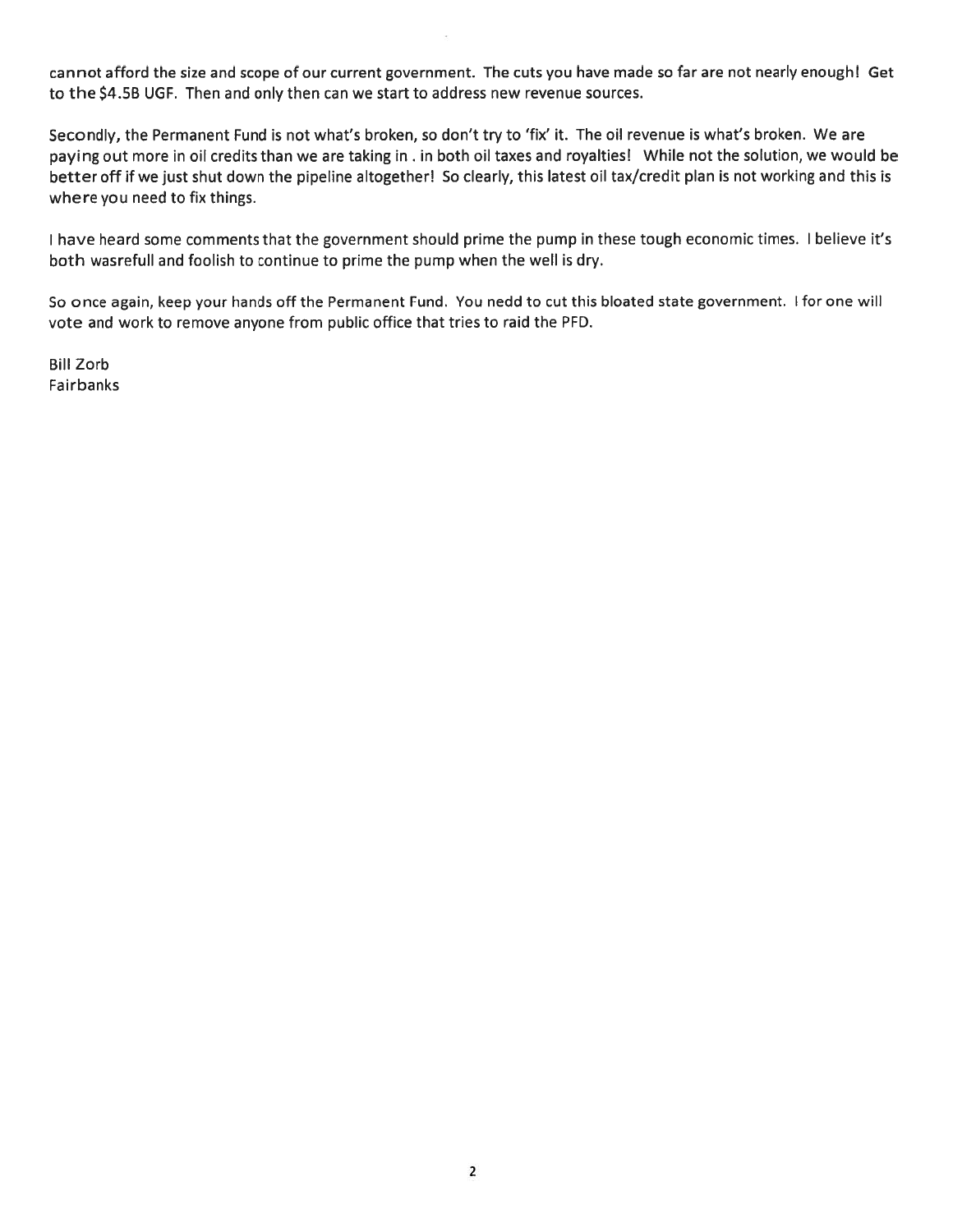cannot afford the size and scope of our current government. The cuts you have made so far are not nearly enough! Get to the $4.5B UGF. Then and only then can we start to address new revenue sources.

Secondly, the Permanent Fund is not what's broken, so don't try to 'fix' it. The oil revenue is what's broken. We are paying out more in oil credits than we are taking in . in both oil taxes and royalties! While not the solution, we would be better off if we just shut down the pipeline altogether! So clearly, this latest oil tax/credit plan is not working and this is where you need to fix things.

I have heard some comments that the government should prime the pump in these tough economic times. I believe it's both wasrefull and foolish to continue to prime the pump when the well is dry.

So once again, keep your hands off the Permanent Fund. You nedd to cut this bloated state government. I for one will vote and work to remove anyone from public office that tries to raid the PFD.

Bill Zorb
Fairbanks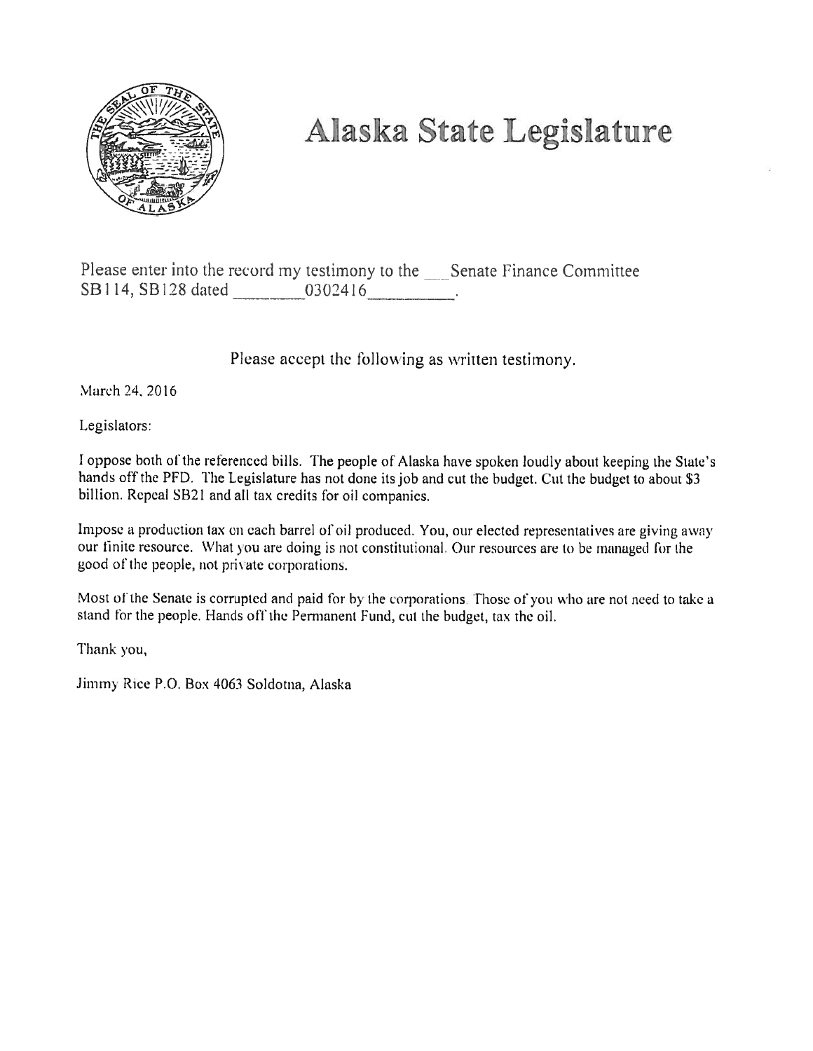# Alaska State Legislature

Please enter into the record my testimony to the ___ Senate Finance Committee SB114, SB128 dated ________0302416__________.

Please accept the following as written testimony.

March 24, 2016

Legislators:

I oppose both of the referenced bills. The people of Alaska have spoken loudly about keeping the State's hands off the PFD. The Legislature has not done its job and cut the budget. Cut the budget to about $3 billion. Repeal SB21 and all tax credits for oil companies.

Impose a production tax on each barrel of oil produced. You, our elected representatives are giving away our finite resource. What you are doing is not constitutional. Our resources are to be managed for the good of the people, not private corporations.

Most of the Senate is corrupted and paid for by the corporations. Those of you who are not need to take a stand for the people. Hands off the Permanent Fund, cut the budget, tax the oil.

Thank you,

Jimmy Rice P.O. Box 4063 Soldotna, Alaska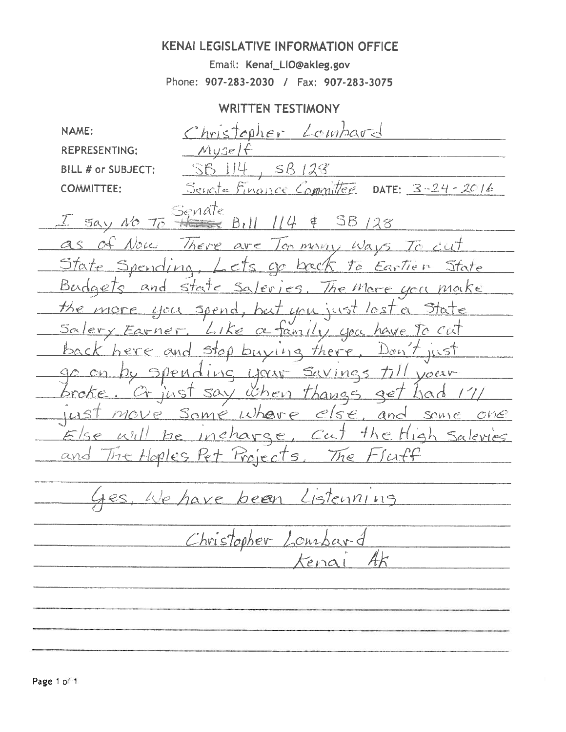# KENAI LEGISLATIVE INFORMATION OFFICE

Email: Kenai_LIO@akleg.gov

Phone: 907-283-2030 / Fax: 907-283-3075

## WRITTEN TESTIMONY

**NAME:** Christopher Lombard

**REPRESENTING:** Myself

**BILL # or SUBJECT:** SB 114, SB 128

**COMMITTEE:** Senate Finance Committee **DATE:** 3-24-2016

I say No To ~~House~~ Senate Bill 114 & SB 128 as of Now There are Too many Ways To cut State Spending, Lets go back to Earlier State Budgets and state Saleries. The More you make the more you spend, but you just lost a State Salery Earner. Like a family you have To cut back here and stop buying there. Don't just go on by spending your Savings till your broke. Or just say when thangs get bad I'll just move Some where else, and some one Else will be incharge. Cut the High Saleries and The Hoples Pet Projects. The Fluff

Yes, We have been Listenning

Christopher Lombard
Kenai Ak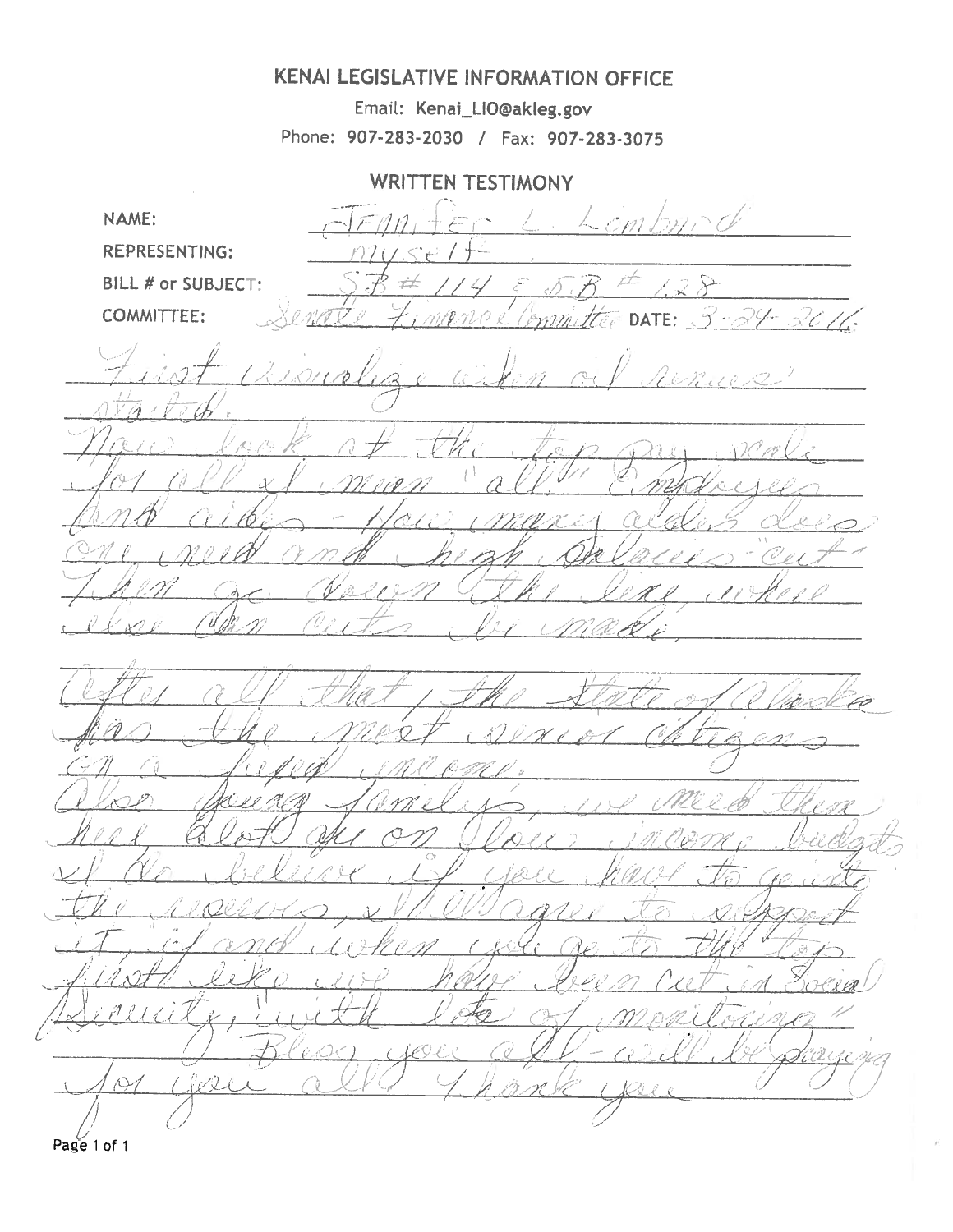# KENAI LEGISLATIVE INFORMATION OFFICE

Email: Kenai_LIO@akleg.gov

Phone: 907-283-2030 / Fax: 907-283-3075

## WRITTEN TESTIMONY

**NAME:** Jennifer L. Lombard

**REPRESENTING:** myself

**BILL # or SUBJECT:** S.B # 114 & S.B # 128

**COMMITTEE:** Senate Finance Committee **DATE:** 3-24-2016

First visualize when oil revenues started.

Now look at the top pay scale for all of them "all" employees and aides - How many aides does one need and high salaries "cut" Then go down the line where else can cuts be made.

After all that, the State of Alaska has the most senior citizens on a fixed income.

Also young familys, we need them here alot are on low income budgets. I do believe if you have to go into the reserves, I'll agree to accept it "if and when you go to the top first like we have been cut in Social Security, with lots of monitoring"

Bless you all - will be praying for you all. Thank you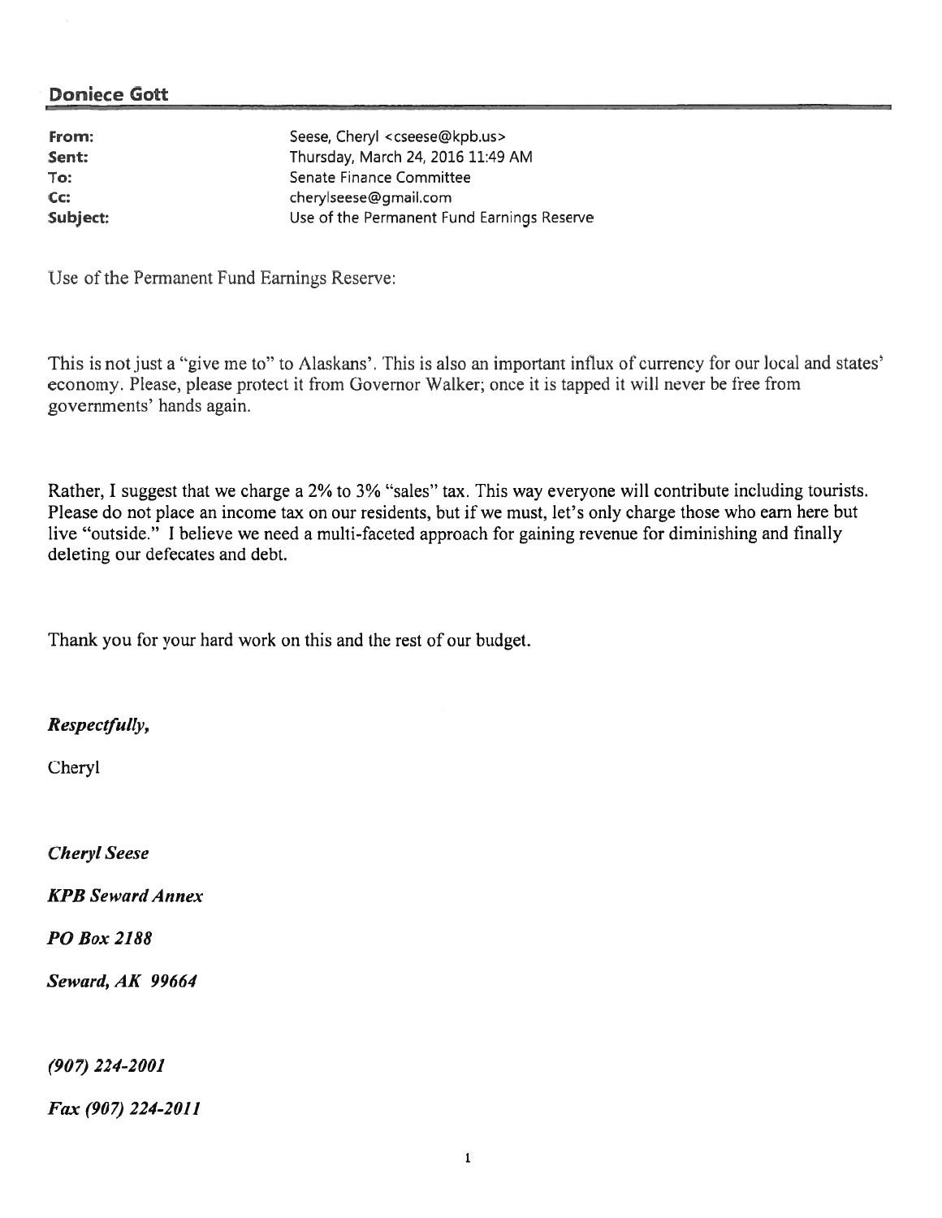## Doniece Gott

| | |
|---|---|
| **From:** | Seese, Cheryl <cseese@kpb.us> |
| **Sent:** | Thursday, March 24, 2016 11:49 AM |
| **To:** | Senate Finance Committee |
| **Cc:** | cherylseese@gmail.com |
| **Subject:** | Use of the Permanent Fund Earnings Reserve |

Use of the Permanent Fund Earnings Reserve:

This is not just a "give me to" to Alaskans'. This is also an important influx of currency for our local and states' economy. Please, please protect it from Governor Walker; once it is tapped it will never be free from governments' hands again.

Rather, I suggest that we charge a 2% to 3% "sales" tax. This way everyone will contribute including tourists. Please do not place an income tax on our residents, but if we must, let's only charge those who earn here but live "outside." I believe we need a multi-faceted approach for gaining revenue for diminishing and finally deleting our defecates and debt.

Thank you for your hard work on this and the rest of our budget.

***Respectfully,***

Cheryl

***Cheryl Seese***

***KPB Seward Annex***

***PO Box 2188***

***Seward, AK 99664***

***(907) 224-2001***

***Fax (907) 224-2011***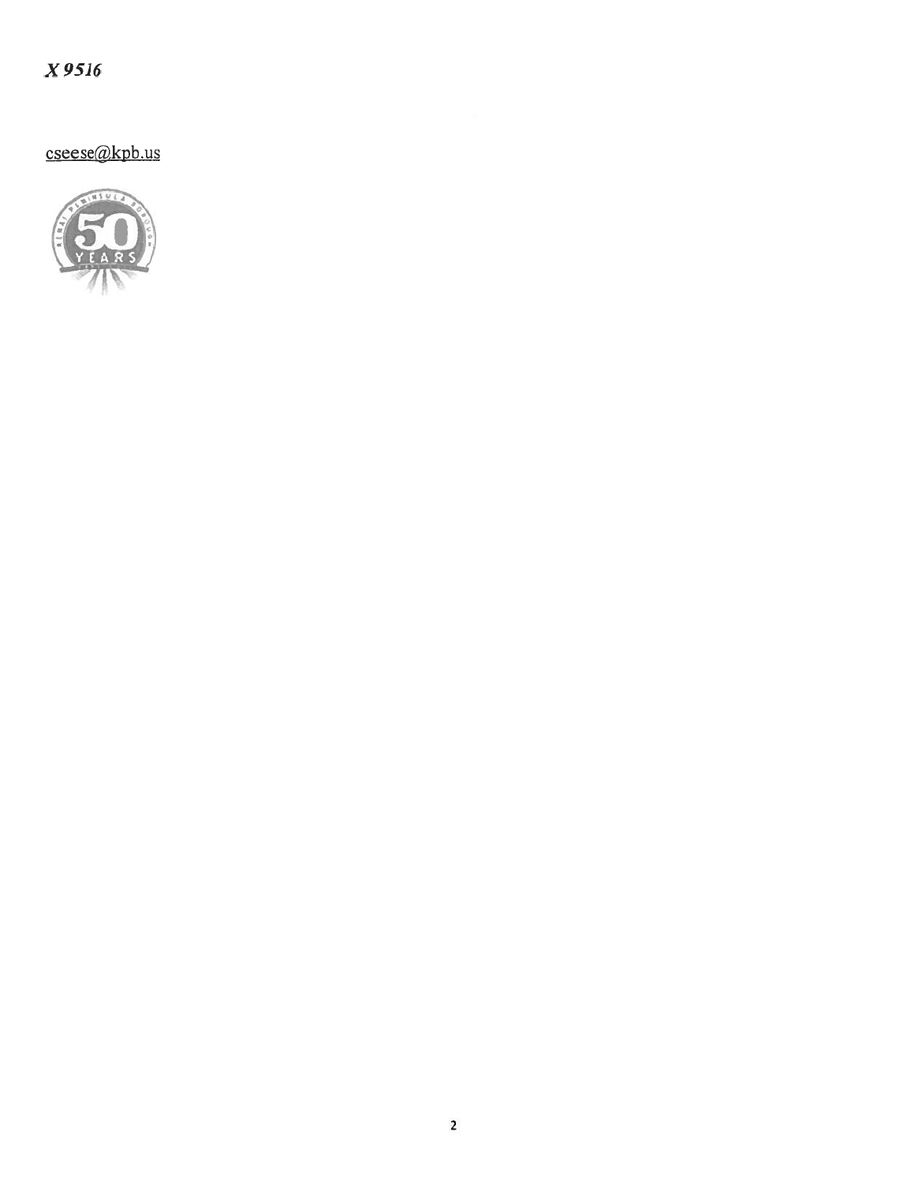*X 9516*

cseese@kpb.us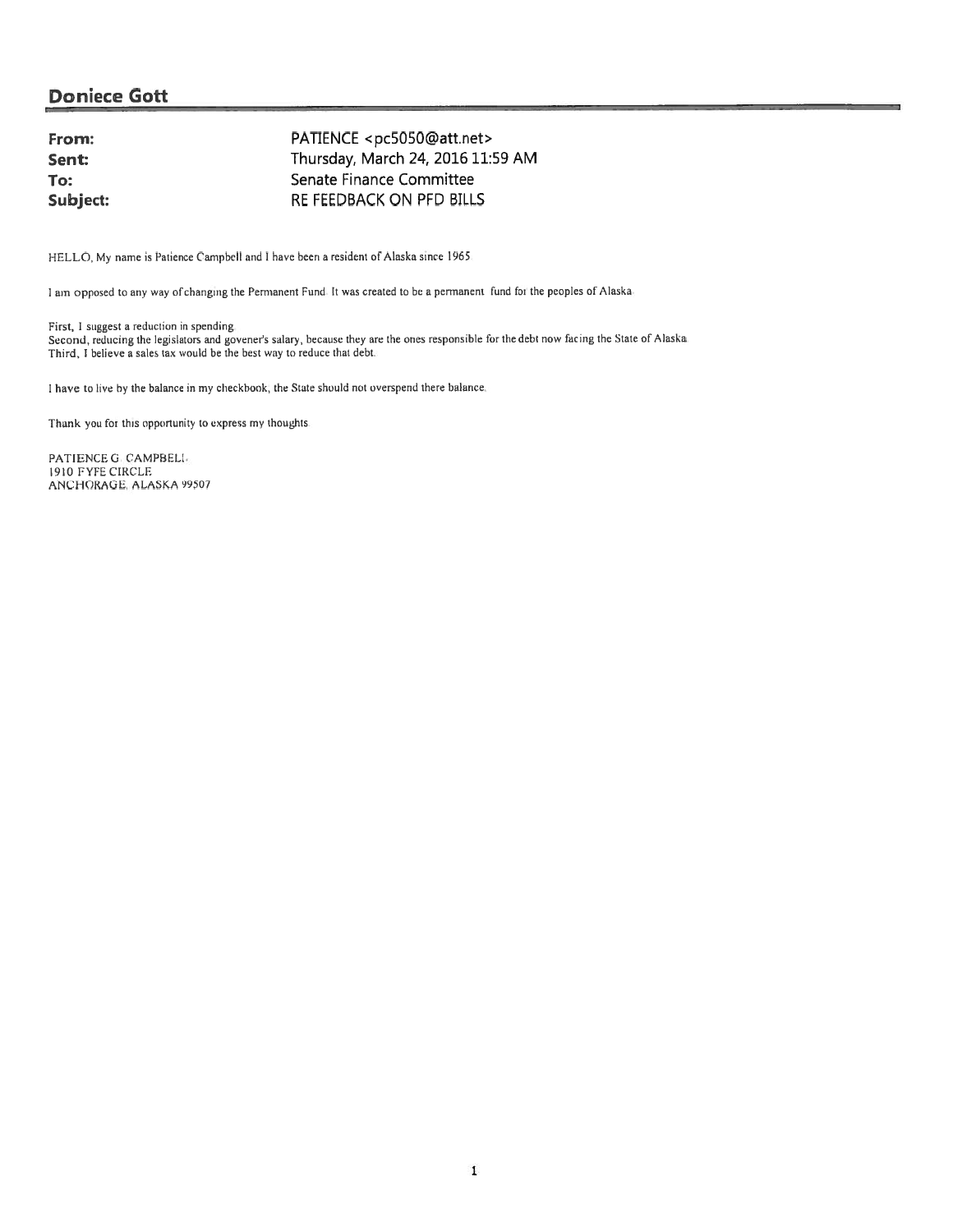## Doniece Gott

**From:** PATIENCE <pc5050@att.net>
**Sent:** Thursday, March 24, 2016 11:59 AM
**To:** Senate Finance Committee
**Subject:** RE FEEDBACK ON PFD BILLS

HELLO, My name is Patience Campbell and I have been a resident of Alaska since 1965.

I am opposed to any way of changing the Permanent Fund. It was created to be a permanent fund for the peoples of Alaska.

First, I suggest a reduction in spending.
Second, reducing the legislators and govener's salary, because they are the ones responsible for the debt now facing the State of Alaska.
Third, I believe a sales tax would be the best way to reduce that debt.

I have to live by the balance in my checkbook, the State should not overspend there balance.

Thank you for this opportunity to express my thoughts.

PATIENCE G. CAMPBELL
1910 FYFE CIRCLE
ANCHORAGE, ALASKA 99507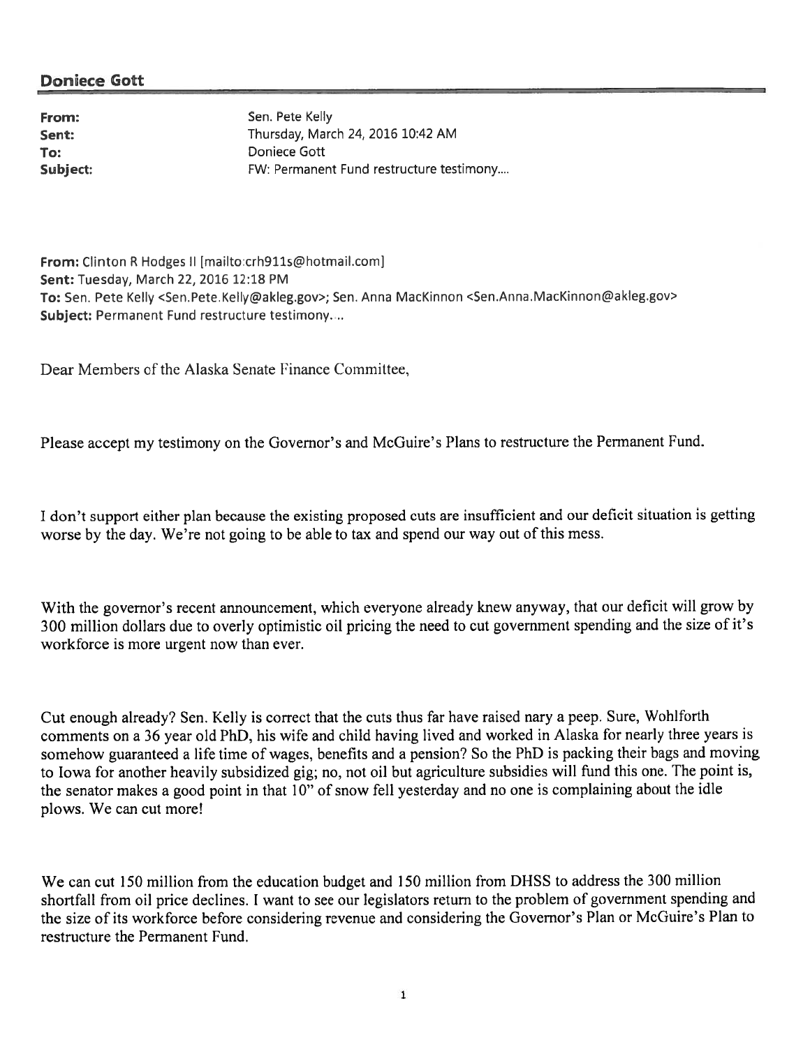## Doniece Gott

**From:** Sen. Pete Kelly
**Sent:** Thursday, March 24, 2016 10:42 AM
**To:** Doniece Gott
**Subject:** FW: Permanent Fund restructure testimony....

**From:** Clinton R Hodges II [mailto:crh911s@hotmail.com]
**Sent:** Tuesday, March 22, 2016 12:18 PM
**To:** Sen. Pete Kelly <Sen.Pete.Kelly@akleg.gov>; Sen. Anna MacKinnon <Sen.Anna.MacKinnon@akleg.gov>
**Subject:** Permanent Fund restructure testimony....

Dear Members of the Alaska Senate Finance Committee,

Please accept my testimony on the Governor's and McGuire's Plans to restructure the Permanent Fund.

I don't support either plan because the existing proposed cuts are insufficient and our deficit situation is getting worse by the day. We're not going to be able to tax and spend our way out of this mess.

With the governor's recent announcement, which everyone already knew anyway, that our deficit will grow by 300 million dollars due to overly optimistic oil pricing the need to cut government spending and the size of it's workforce is more urgent now than ever.

Cut enough already? Sen. Kelly is correct that the cuts thus far have raised nary a peep. Sure, Wohlforth comments on a 36 year old PhD, his wife and child having lived and worked in Alaska for nearly three years is somehow guaranteed a life time of wages, benefits and a pension? So the PhD is packing their bags and moving to Iowa for another heavily subsidized gig; no, not oil but agriculture subsidies will fund this one. The point is, the senator makes a good point in that 10" of snow fell yesterday and no one is complaining about the idle plows. We can cut more!

We can cut 150 million from the education budget and 150 million from DHSS to address the 300 million shortfall from oil price declines. I want to see our legislators return to the problem of government spending and the size of its workforce before considering revenue and considering the Governor's Plan or McGuire's Plan to restructure the Permanent Fund.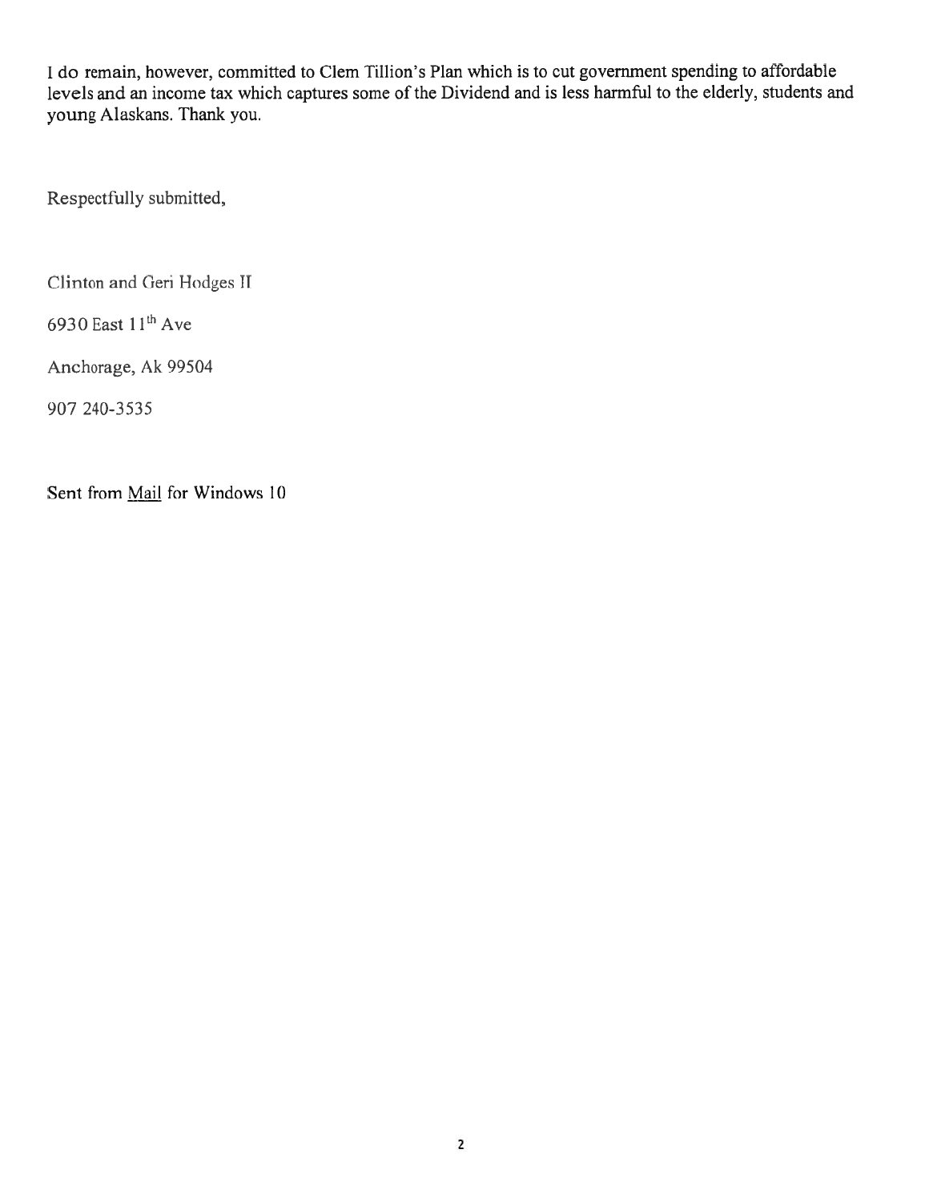I do remain, however, committed to Clem Tillion's Plan which is to cut government spending to affordable levels and an income tax which captures some of the Dividend and is less harmful to the elderly, students and young Alaskans. Thank you.

Respectfully submitted,

Clinton and Geri Hodges II

6930 East 11th Ave

Anchorage, Ak 99504

907 240-3535

Sent from Mail for Windows 10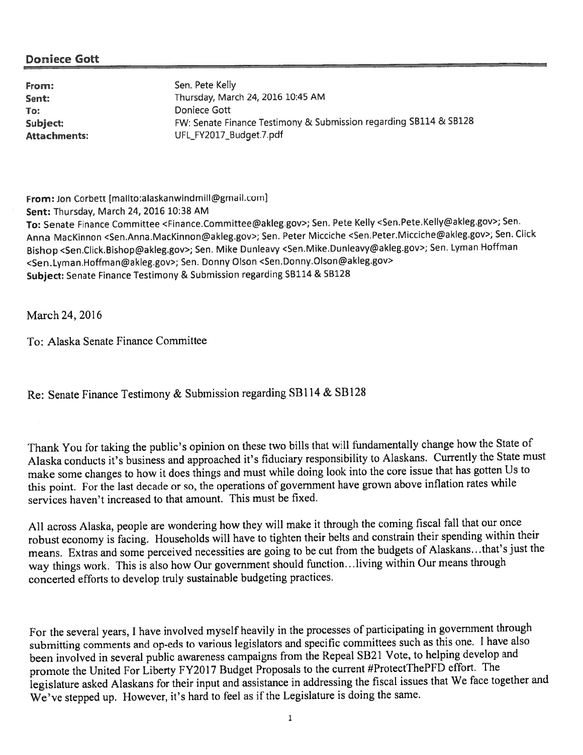**Doniece Gott**

| | |
|---|---|
| **From:** | Sen. Pete Kelly |
| **Sent:** | Thursday, March 24, 2016 10:45 AM |
| **To:** | Doniece Gott |
| **Subject:** | FW: Senate Finance Testimony & Submission regarding SB114 & SB128 |
| **Attachments:** | UFL_FY2017_Budget.7.pdf |

**From:** Jon Corbett [mailto:alaskanwindmill@gmail.com]
**Sent:** Thursday, March 24, 2016 10:38 AM
**To:** Senate Finance Committee <Finance.Committee@akleg.gov>; Sen. Pete Kelly <Sen.Pete.Kelly@akleg.gov>; Sen. Anna MacKinnon <Sen.Anna.MacKinnon@akleg.gov>; Sen. Peter Micciche <Sen.Peter.Micciche@akleg.gov>; Sen. Click Bishop <Sen.Click.Bishop@akleg.gov>; Sen. Mike Dunleavy <Sen.Mike.Dunleavy@akleg.gov>; Sen. Lyman Hoffman <Sen.Lyman.Hoffman@akleg.gov>; Sen. Donny Olson <Sen.Donny.Olson@akleg.gov>
**Subject:** Senate Finance Testimony & Submission regarding SB114 & SB128

March 24, 2016

To: Alaska Senate Finance Committee

Re: Senate Finance Testimony & Submission regarding SB114 & SB128

Thank You for taking the public's opinion on these two bills that will fundamentally change how the State of Alaska conducts it's business and approached it's fiduciary responsibility to Alaskans. Currently the State must make some changes to how it does things and must while doing look into the core issue that has gotten Us to this point. For the last decade or so, the operations of government have grown above inflation rates while services haven't increased to that amount. This must be fixed.

All across Alaska, people are wondering how they will make it through the coming fiscal fall that our once robust economy is facing. Households will have to tighten their belts and constrain their spending within their means. Extras and some perceived necessities are going to be cut from the budgets of Alaskans…that's just the way things work. This is also how Our government should function…living within Our means through concerted efforts to develop truly sustainable budgeting practices.

For the several years, I have involved myself heavily in the processes of participating in government through submitting comments and op-eds to various legislators and specific committees such as this one. I have also been involved in several public awareness campaigns from the Repeal SB21 Vote, to helping develop and promote the United For Liberty FY2017 Budget Proposals to the current #ProtectThePFD effort. The legislature asked Alaskans for their input and assistance in addressing the fiscal issues that We face together and We've stepped up. However, it's hard to feel as if the Legislature is doing the same.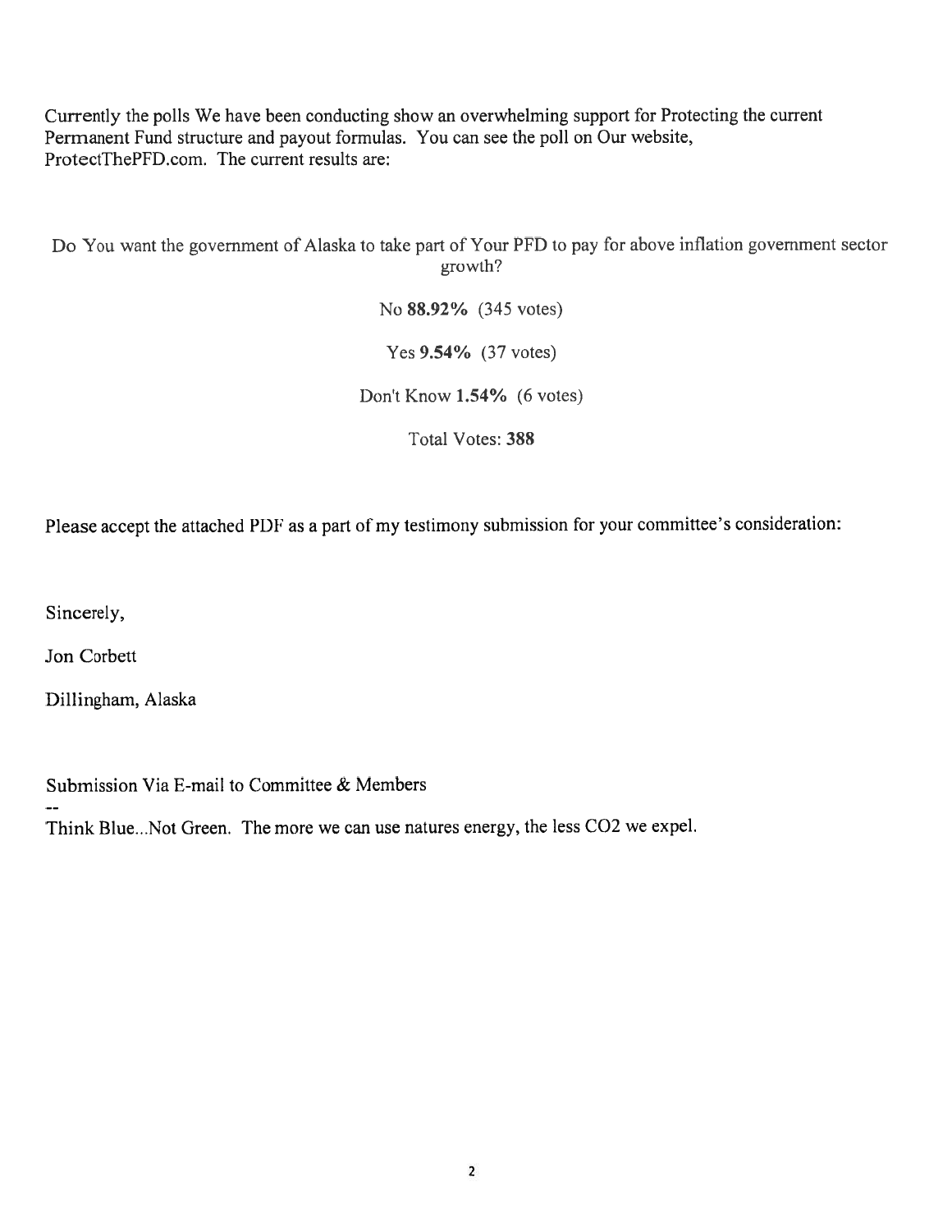Currently the polls We have been conducting show an overwhelming support for Protecting the current Permanent Fund structure and payout formulas. You can see the poll on Our website, ProtectThePFD.com. The current results are:

Do You want the government of Alaska to take part of Your PFD to pay for above inflation government sector growth?

No **88.92%** (345 votes)

Yes **9.54%** (37 votes)

Don't Know **1.54%** (6 votes)

Total Votes: **388**

Please accept the attached PDF as a part of my testimony submission for your committee's consideration:

Sincerely,

Jon Corbett

Dillingham, Alaska

Submission Via E-mail to Committee & Members

--

Think Blue...Not Green. The more we can use natures energy, the less $CO_2$ we expel.